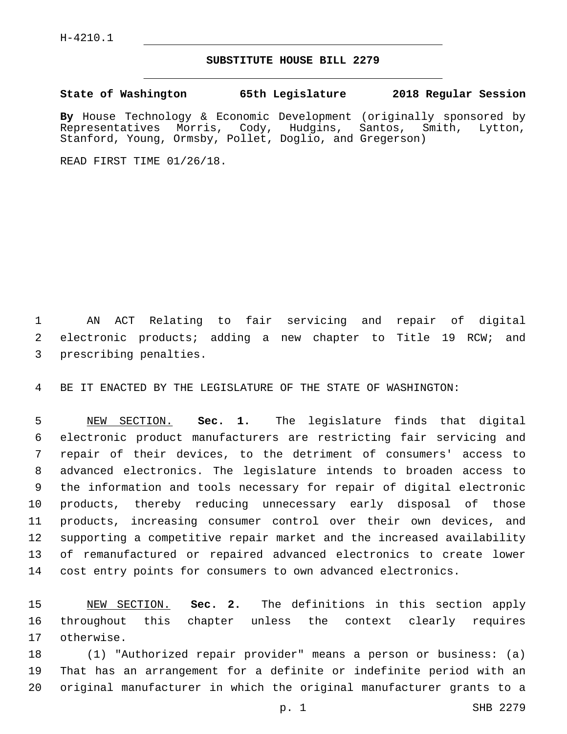H-4210.1

# SUBSTITUTE HOUSE BILL 2279

**State of Washington 65th Legislature 2018 Regular Session**

**By** House Technology & Economic Development (originally sponsored by Representatives Morris, Cody, Hudgins, Santos, Smith, Lytton, Stanford, Young, Ormsby, Pollet, Doglio, and Gregerson)

READ FIRST TIME 01/26/18.

AN ACT Relating to fair servicing and repair of digital electronic products; adding a new chapter to Title 19 RCW; and prescribing penalties.

BE IT ENACTED BY THE LEGISLATURE OF THE STATE OF WASHINGTON:

NEW SECTION. **Sec. 1.** The legislature finds that digital electronic product manufacturers are restricting fair servicing and repair of their devices, to the detriment of consumers' access to advanced electronics. The legislature intends to broaden access to the information and tools necessary for repair of digital electronic products, thereby reducing unnecessary early disposal of those products, increasing consumer control over their own devices, and supporting a competitive repair market and the increased availability of remanufactured or repaired advanced electronics to create lower cost entry points for consumers to own advanced electronics.

NEW SECTION. **Sec. 2.** The definitions in this section apply throughout this chapter unless the context clearly requires otherwise.

(1) "Authorized repair provider" means a person or business: (a) That has an arrangement for a definite or indefinite period with an original manufacturer in which the original manufacturer grants to a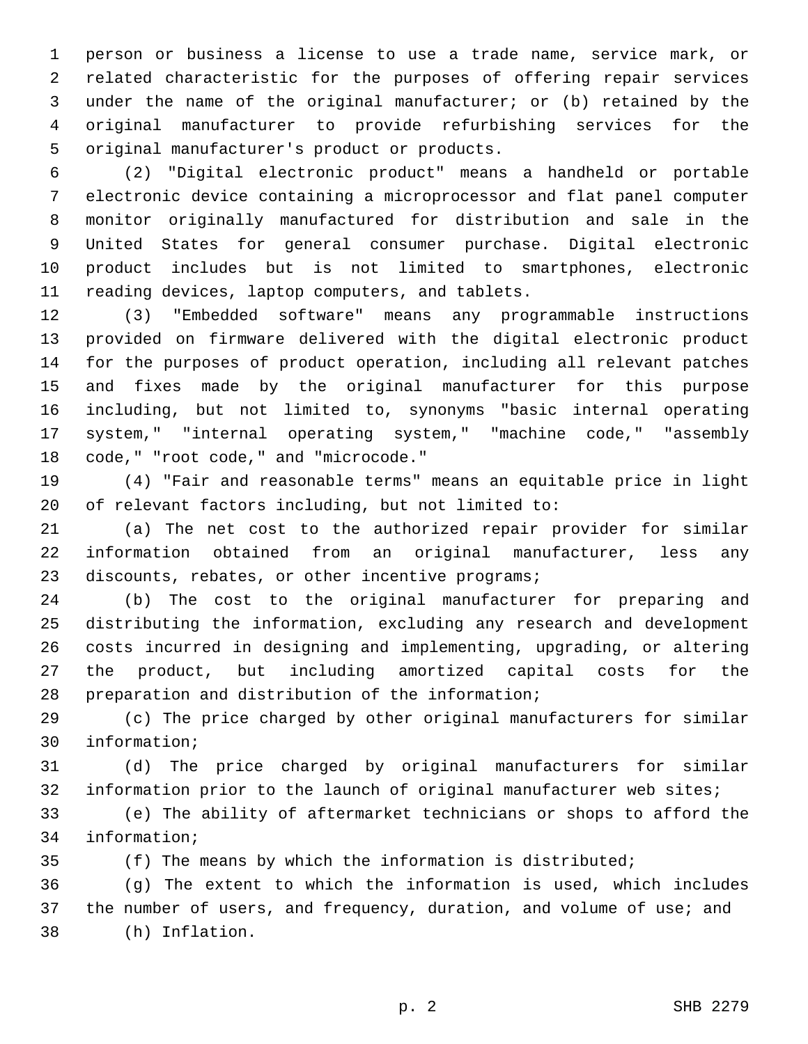person or business a license to use a trade name, service mark, or related characteristic for the purposes of offering repair services under the name of the original manufacturer; or (b) retained by the original manufacturer to provide refurbishing services for the original manufacturer's product or products.

(2) "Digital electronic product" means a handheld or portable electronic device containing a microprocessor and flat panel computer monitor originally manufactured for distribution and sale in the United States for general consumer purchase. Digital electronic product includes but is not limited to smartphones, electronic reading devices, laptop computers, and tablets.

(3) "Embedded software" means any programmable instructions provided on firmware delivered with the digital electronic product for the purposes of product operation, including all relevant patches and fixes made by the original manufacturer for this purpose including, but not limited to, synonyms "basic internal operating system," "internal operating system," "machine code," "assembly code," "root code," and "microcode."

(4) "Fair and reasonable terms" means an equitable price in light of relevant factors including, but not limited to:

(a) The net cost to the authorized repair provider for similar information obtained from an original manufacturer, less any discounts, rebates, or other incentive programs;

(b) The cost to the original manufacturer for preparing and distributing the information, excluding any research and development costs incurred in designing and implementing, upgrading, or altering the product, but including amortized capital costs for the preparation and distribution of the information;

(c) The price charged by other original manufacturers for similar information;

(d) The price charged by original manufacturers for similar information prior to the launch of original manufacturer web sites;

(e) The ability of aftermarket technicians or shops to afford the information;

(f) The means by which the information is distributed;

(g) The extent to which the information is used, which includes the number of users, and frequency, duration, and volume of use; and

(h) Inflation.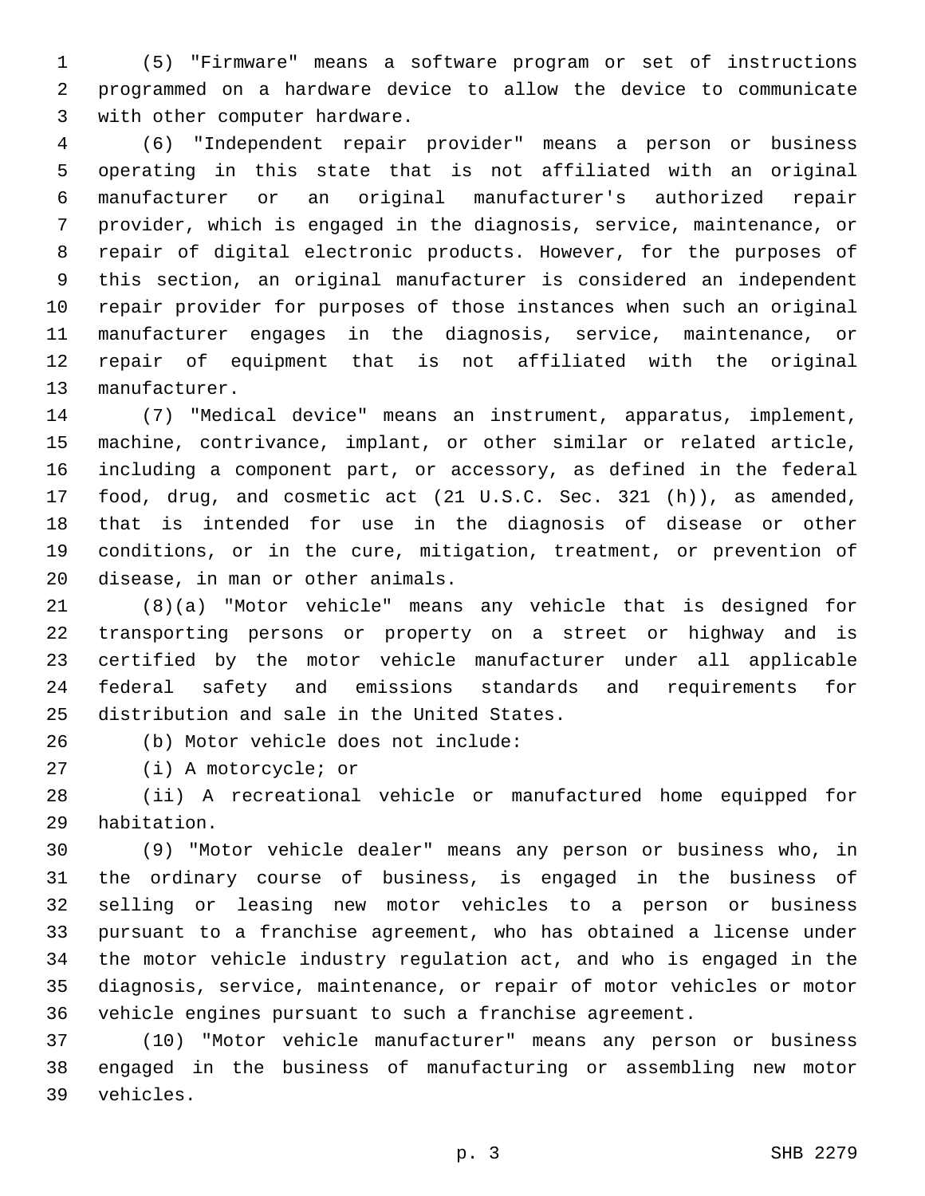(5) "Firmware" means a software program or set of instructions programmed on a hardware device to allow the device to communicate with other computer hardware.

(6) "Independent repair provider" means a person or business operating in this state that is not affiliated with an original manufacturer or an original manufacturer's authorized repair provider, which is engaged in the diagnosis, service, maintenance, or repair of digital electronic products. However, for the purposes of this section, an original manufacturer is considered an independent repair provider for purposes of those instances when such an original manufacturer engages in the diagnosis, service, maintenance, or repair of equipment that is not affiliated with the original manufacturer.

(7) "Medical device" means an instrument, apparatus, implement, machine, contrivance, implant, or other similar or related article, including a component part, or accessory, as defined in the federal food, drug, and cosmetic act (21 U.S.C. Sec. 321 (h)), as amended, that is intended for use in the diagnosis of disease or other conditions, or in the cure, mitigation, treatment, or prevention of disease, in man or other animals.

(8)(a) "Motor vehicle" means any vehicle that is designed for transporting persons or property on a street or highway and is certified by the motor vehicle manufacturer under all applicable federal safety and emissions standards and requirements for distribution and sale in the United States.

(b) Motor vehicle does not include:

(i) A motorcycle; or

(ii) A recreational vehicle or manufactured home equipped for habitation.

(9) "Motor vehicle dealer" means any person or business who, in the ordinary course of business, is engaged in the business of selling or leasing new motor vehicles to a person or business pursuant to a franchise agreement, who has obtained a license under the motor vehicle industry regulation act, and who is engaged in the diagnosis, service, maintenance, or repair of motor vehicles or motor vehicle engines pursuant to such a franchise agreement.

(10) "Motor vehicle manufacturer" means any person or business engaged in the business of manufacturing or assembling new motor vehicles.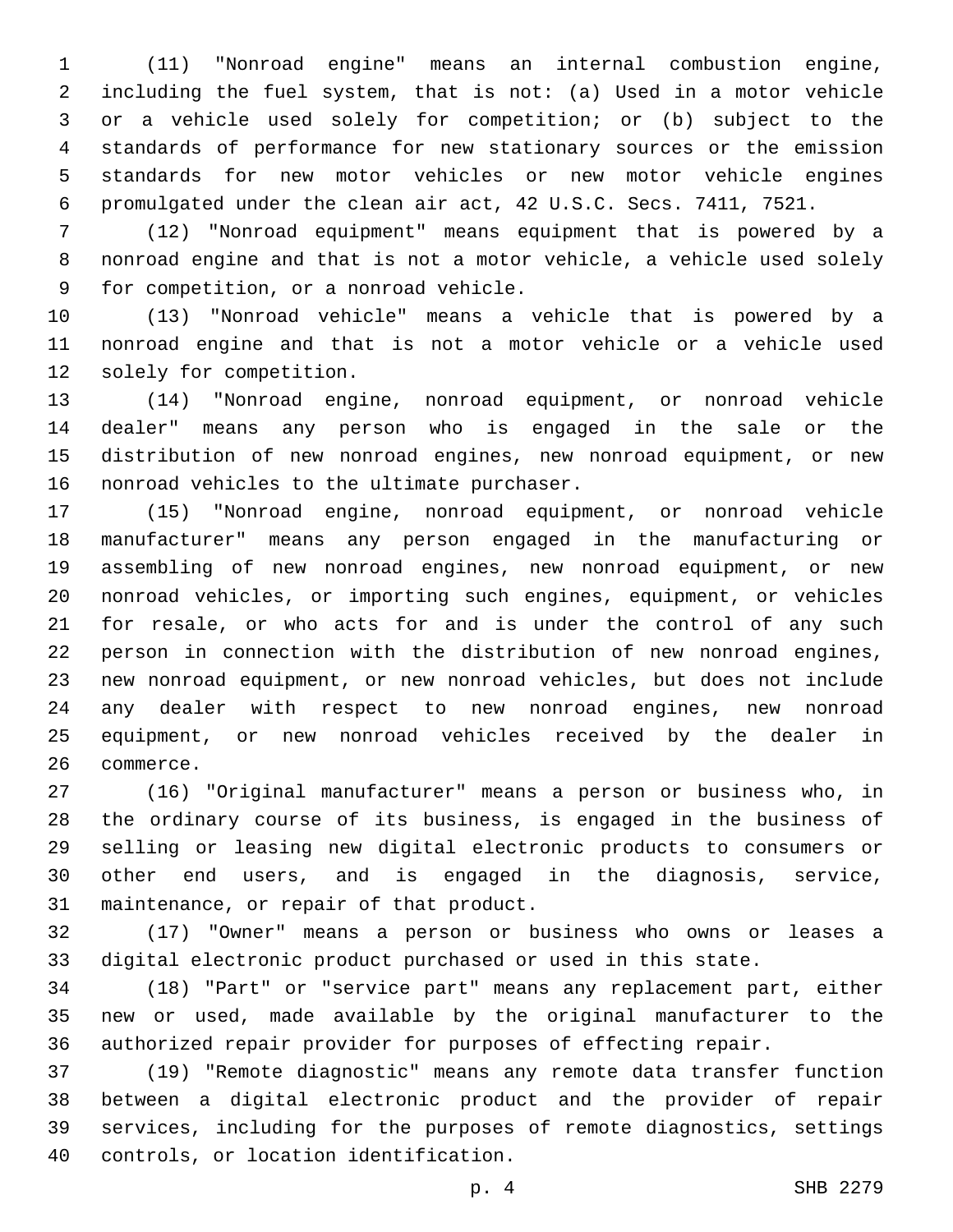(11) "Nonroad engine" means an internal combustion engine, including the fuel system, that is not: (a) Used in a motor vehicle or a vehicle used solely for competition; or (b) subject to the standards of performance for new stationary sources or the emission standards for new motor vehicles or new motor vehicle engines promulgated under the clean air act, 42 U.S.C. Secs. 7411, 7521.

(12) "Nonroad equipment" means equipment that is powered by a nonroad engine and that is not a motor vehicle, a vehicle used solely for competition, or a nonroad vehicle.

(13) "Nonroad vehicle" means a vehicle that is powered by a nonroad engine and that is not a motor vehicle or a vehicle used solely for competition.

(14) "Nonroad engine, nonroad equipment, or nonroad vehicle dealer" means any person who is engaged in the sale or the distribution of new nonroad engines, new nonroad equipment, or new nonroad vehicles to the ultimate purchaser.

(15) "Nonroad engine, nonroad equipment, or nonroad vehicle manufacturer" means any person engaged in the manufacturing or assembling of new nonroad engines, new nonroad equipment, or new nonroad vehicles, or importing such engines, equipment, or vehicles for resale, or who acts for and is under the control of any such person in connection with the distribution of new nonroad engines, new nonroad equipment, or new nonroad vehicles, but does not include any dealer with respect to new nonroad engines, new nonroad equipment, or new nonroad vehicles received by the dealer in commerce.

(16) "Original manufacturer" means a person or business who, in the ordinary course of its business, is engaged in the business of selling or leasing new digital electronic products to consumers or other end users, and is engaged in the diagnosis, service, maintenance, or repair of that product.

(17) "Owner" means a person or business who owns or leases a digital electronic product purchased or used in this state.

(18) "Part" or "service part" means any replacement part, either new or used, made available by the original manufacturer to the authorized repair provider for purposes of effecting repair.

(19) "Remote diagnostic" means any remote data transfer function between a digital electronic product and the provider of repair services, including for the purposes of remote diagnostics, settings controls, or location identification.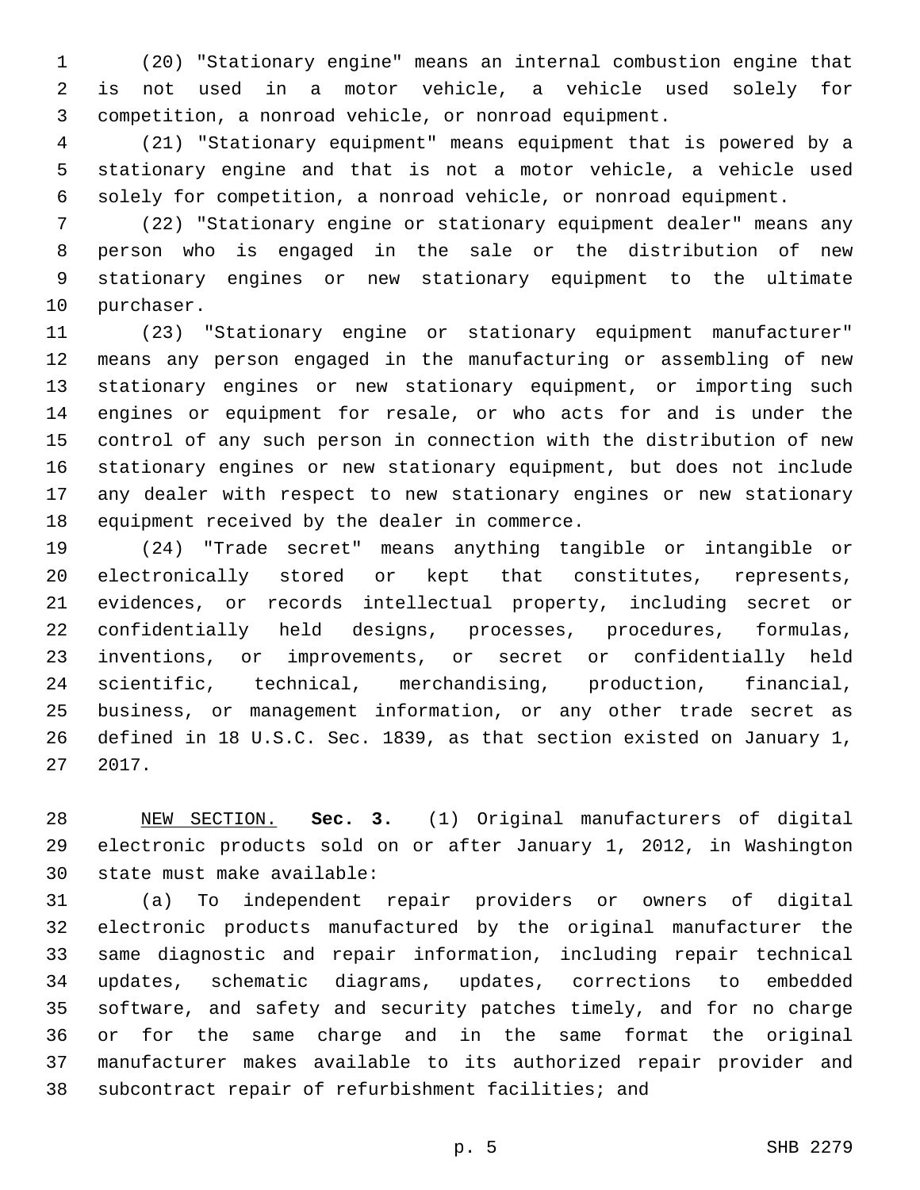(20) "Stationary engine" means an internal combustion engine that is not used in a motor vehicle, a vehicle used solely for competition, a nonroad vehicle, or nonroad equipment.

(21) "Stationary equipment" means equipment that is powered by a stationary engine and that is not a motor vehicle, a vehicle used solely for competition, a nonroad vehicle, or nonroad equipment.

(22) "Stationary engine or stationary equipment dealer" means any person who is engaged in the sale or the distribution of new stationary engines or new stationary equipment to the ultimate purchaser.

(23) "Stationary engine or stationary equipment manufacturer" means any person engaged in the manufacturing or assembling of new stationary engines or new stationary equipment, or importing such engines or equipment for resale, or who acts for and is under the control of any such person in connection with the distribution of new stationary engines or new stationary equipment, but does not include any dealer with respect to new stationary engines or new stationary equipment received by the dealer in commerce.

(24) "Trade secret" means anything tangible or intangible or electronically stored or kept that constitutes, represents, evidences, or records intellectual property, including secret or confidentially held designs, processes, procedures, formulas, inventions, or improvements, or secret or confidentially held scientific, technical, merchandising, production, financial, business, or management information, or any other trade secret as defined in 18 U.S.C. Sec. 1839, as that section existed on January 1, 2017.

NEW SECTION. **Sec. 3.** (1) Original manufacturers of digital electronic products sold on or after January 1, 2012, in Washington state must make available:

(a) To independent repair providers or owners of digital electronic products manufactured by the original manufacturer the same diagnostic and repair information, including repair technical updates, schematic diagrams, updates, corrections to embedded software, and safety and security patches timely, and for no charge or for the same charge and in the same format the original manufacturer makes available to its authorized repair provider and subcontract repair of refurbishment facilities; and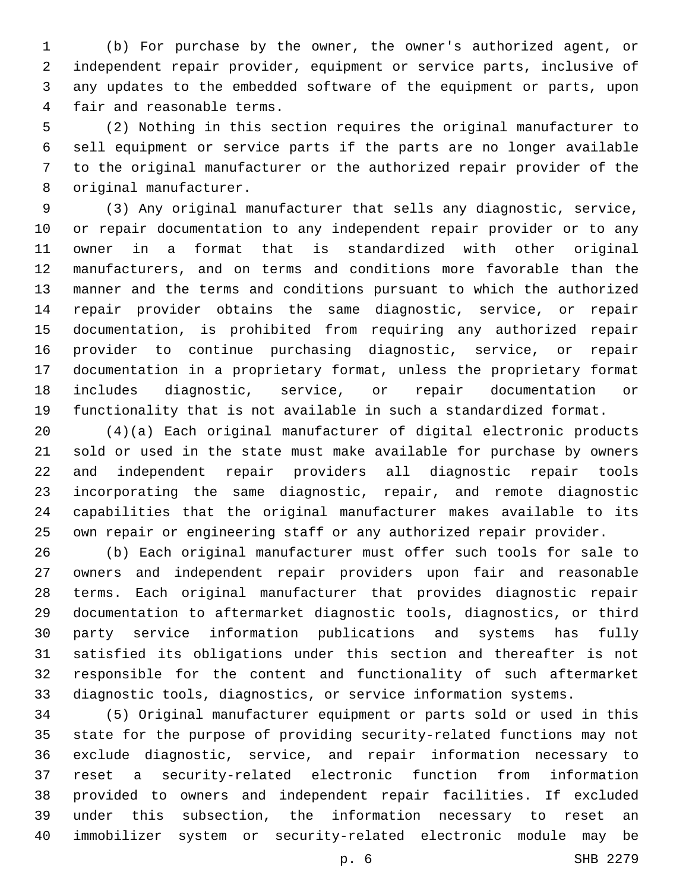(b) For purchase by the owner, the owner's authorized agent, or independent repair provider, equipment or service parts, inclusive of any updates to the embedded software of the equipment or parts, upon fair and reasonable terms.

(2) Nothing in this section requires the original manufacturer to sell equipment or service parts if the parts are no longer available to the original manufacturer or the authorized repair provider of the original manufacturer.

(3) Any original manufacturer that sells any diagnostic, service, or repair documentation to any independent repair provider or to any owner in a format that is standardized with other original manufacturers, and on terms and conditions more favorable than the manner and the terms and conditions pursuant to which the authorized repair provider obtains the same diagnostic, service, or repair documentation, is prohibited from requiring any authorized repair provider to continue purchasing diagnostic, service, or repair documentation in a proprietary format, unless the proprietary format includes diagnostic, service, or repair documentation or functionality that is not available in such a standardized format.

(4)(a) Each original manufacturer of digital electronic products sold or used in the state must make available for purchase by owners and independent repair providers all diagnostic repair tools incorporating the same diagnostic, repair, and remote diagnostic capabilities that the original manufacturer makes available to its own repair or engineering staff or any authorized repair provider.

(b) Each original manufacturer must offer such tools for sale to owners and independent repair providers upon fair and reasonable terms. Each original manufacturer that provides diagnostic repair documentation to aftermarket diagnostic tools, diagnostics, or third party service information publications and systems has fully satisfied its obligations under this section and thereafter is not responsible for the content and functionality of such aftermarket diagnostic tools, diagnostics, or service information systems.

(5) Original manufacturer equipment or parts sold or used in this state for the purpose of providing security-related functions may not exclude diagnostic, service, and repair information necessary to reset a security-related electronic function from information provided to owners and independent repair facilities. If excluded under this subsection, the information necessary to reset an immobilizer system or security-related electronic module may be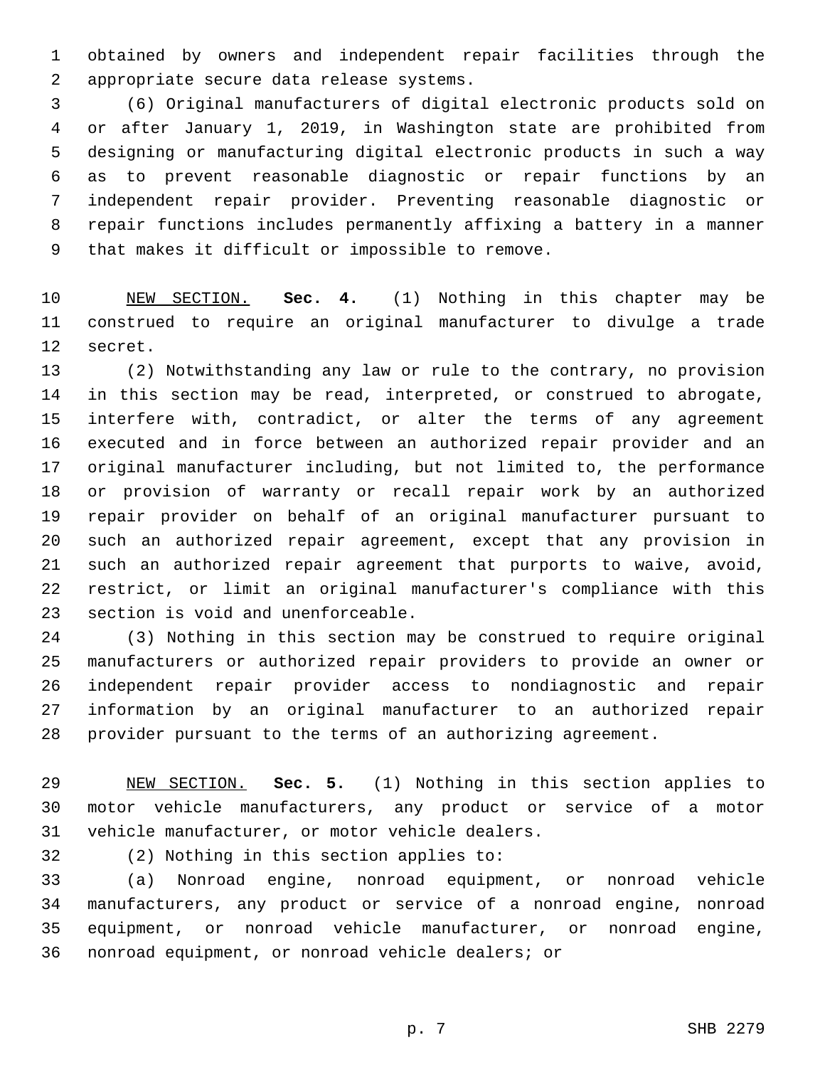obtained by owners and independent repair facilities through the appropriate secure data release systems.

(6) Original manufacturers of digital electronic products sold on or after January 1, 2019, in Washington state are prohibited from designing or manufacturing digital electronic products in such a way as to prevent reasonable diagnostic or repair functions by an independent repair provider. Preventing reasonable diagnostic or repair functions includes permanently affixing a battery in a manner that makes it difficult or impossible to remove.

NEW SECTION. **Sec. 4.** (1) Nothing in this chapter may be construed to require an original manufacturer to divulge a trade secret.

(2) Notwithstanding any law or rule to the contrary, no provision in this section may be read, interpreted, or construed to abrogate, interfere with, contradict, or alter the terms of any agreement executed and in force between an authorized repair provider and an original manufacturer including, but not limited to, the performance or provision of warranty or recall repair work by an authorized repair provider on behalf of an original manufacturer pursuant to such an authorized repair agreement, except that any provision in such an authorized repair agreement that purports to waive, avoid, restrict, or limit an original manufacturer's compliance with this section is void and unenforceable.

(3) Nothing in this section may be construed to require original manufacturers or authorized repair providers to provide an owner or independent repair provider access to nondiagnostic and repair information by an original manufacturer to an authorized repair provider pursuant to the terms of an authorizing agreement.

NEW SECTION. **Sec. 5.** (1) Nothing in this section applies to motor vehicle manufacturers, any product or service of a motor vehicle manufacturer, or motor vehicle dealers.

(2) Nothing in this section applies to:

(a) Nonroad engine, nonroad equipment, or nonroad vehicle manufacturers, any product or service of a nonroad engine, nonroad equipment, or nonroad vehicle manufacturer, or nonroad engine, nonroad equipment, or nonroad vehicle dealers; or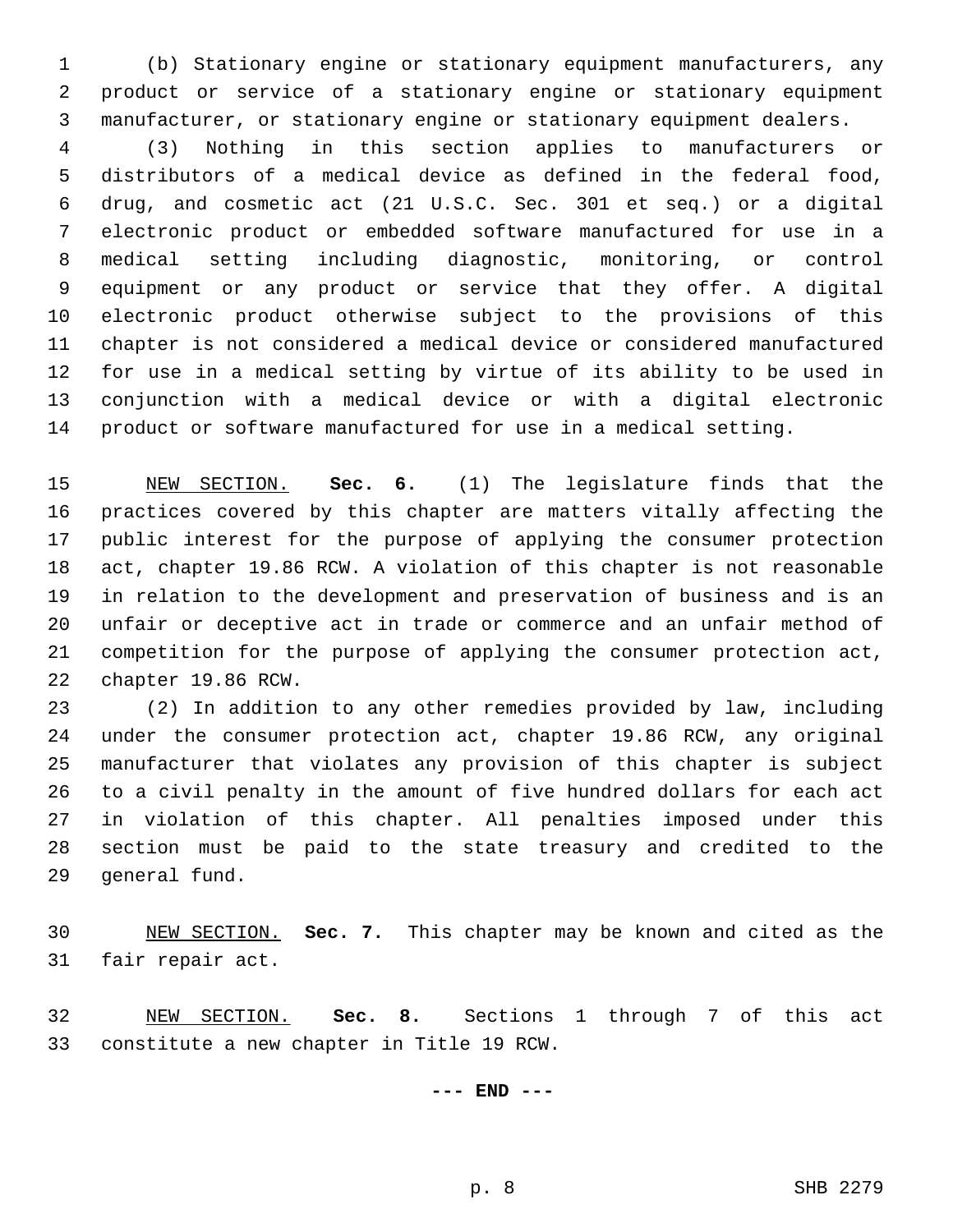(b) Stationary engine or stationary equipment manufacturers, any product or service of a stationary engine or stationary equipment manufacturer, or stationary engine or stationary equipment dealers.

(3) Nothing in this section applies to manufacturers or distributors of a medical device as defined in the federal food, drug, and cosmetic act (21 U.S.C. Sec. 301 et seq.) or a digital electronic product or embedded software manufactured for use in a medical setting including diagnostic, monitoring, or control equipment or any product or service that they offer. A digital electronic product otherwise subject to the provisions of this chapter is not considered a medical device or considered manufactured for use in a medical setting by virtue of its ability to be used in conjunction with a medical device or with a digital electronic product or software manufactured for use in a medical setting.

NEW SECTION. **Sec. 6.** (1) The legislature finds that the practices covered by this chapter are matters vitally affecting the public interest for the purpose of applying the consumer protection act, chapter 19.86 RCW. A violation of this chapter is not reasonable in relation to the development and preservation of business and is an unfair or deceptive act in trade or commerce and an unfair method of competition for the purpose of applying the consumer protection act, chapter 19.86 RCW.

(2) In addition to any other remedies provided by law, including under the consumer protection act, chapter 19.86 RCW, any original manufacturer that violates any provision of this chapter is subject to a civil penalty in the amount of five hundred dollars for each act in violation of this chapter. All penalties imposed under this section must be paid to the state treasury and credited to the general fund.

NEW SECTION. **Sec. 7.** This chapter may be known and cited as the fair repair act.

NEW SECTION. **Sec. 8.** Sections 1 through 7 of this act constitute a new chapter in Title 19 RCW.

**--- END ---**